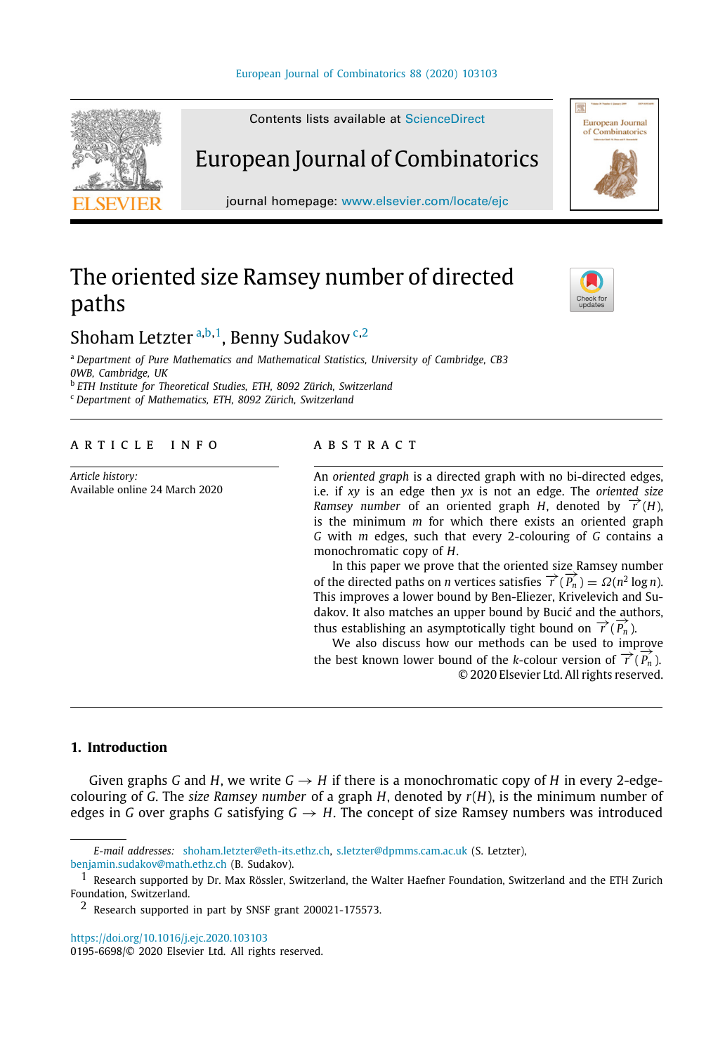# The oriented size Ramsey number of directed paths

Shoham Letzter [a,b,1], Benny Sudakov [c,2]

[a] *Department of Pure Mathematics and Mathematical Statistics, University of Cambridge, CB3 0WB, Cambridge, UK*
[b] *ETH Institute for Theoretical Studies, ETH, 8092 Zürich, Switzerland*
[c] *Department of Mathematics, ETH, 8092 Zürich, Switzerland*

**ARTICLE INFO**

*Article history:*
Available online 24 March 2020

**ABSTRACT**

An *oriented graph* is a directed graph with no bi-directed edges, i.e. if $xy$ is an edge then $yx$ is not an edge. The *oriented size Ramsey number* of an oriented graph $H$, denoted by $\overrightarrow{r}(H)$, is the minimum $m$ for which there exists an oriented graph $G$ with $m$ edges, such that every 2-colouring of $G$ contains a monochromatic copy of $H$.

In this paper we prove that the oriented size Ramsey number of the directed paths on $n$ vertices satisfies $\overrightarrow{r}(\overrightarrow{P_n}) = \Omega(n^2 \log n)$. This improves a lower bound by Ben-Eliezer, Krivelevich and Sudakov. It also matches an upper bound by Bucić and the authors, thus establishing an asymptotically tight bound on $\overrightarrow{r}(\overrightarrow{P_n})$.

We also discuss how our methods can be used to improve the best known lower bound of the $k$-colour version of $\overrightarrow{r}(\overrightarrow{P_n})$.

© 2020 Elsevier Ltd. All rights reserved.

## 1. Introduction

Given graphs $G$ and $H$, we write $G \to H$ if there is a monochromatic copy of $H$ in every 2-edge-colouring of $G$. The *size Ramsey number* of a graph $H$, denoted by $r(H)$, is the minimum number of edges in $G$ over graphs $G$ satisfying $G \to H$. The concept of size Ramsey numbers was introduced

---

*E-mail addresses:* shoham.letzter@eth-its.ethz.ch, s.letzter@dpmms.cam.ac.uk (S. Letzter), benjamin.sudakov@math.ethz.ch (B. Sudakov).

[1] Research supported by Dr. Max Rössler, Switzerland, the Walter Haefner Foundation, Switzerland and the ETH Zurich Foundation, Switzerland.

[2] Research supported in part by SNSF grant 200021-175573.

https://doi.org/10.1016/j.ejc.2020.103103
0195-6698/© 2020 Elsevier Ltd. All rights reserved.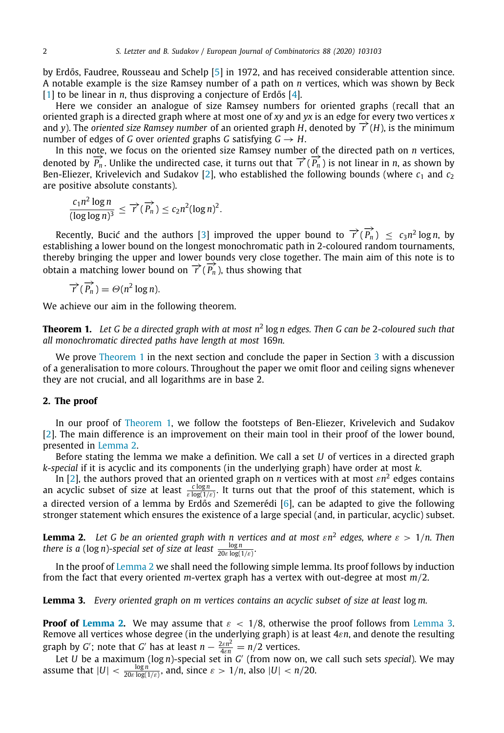by Erdős, Faudree, Rousseau and Schelp [5] in 1972, and has received considerable attention since. A notable example is the size Ramsey number of a path on $n$ vertices, which was shown by Beck [1] to be linear in $n$, thus disproving a conjecture of Erdős [4].

Here we consider an analogue of size Ramsey numbers for oriented graphs (recall that an oriented graph is a directed graph where at most one of $xy$ and $yx$ is an edge for every two vertices $x$ and $y$). The *oriented size Ramsey number* of an oriented graph $H$, denoted by $\overrightarrow{r}(H)$, is the minimum number of edges of $G$ over *oriented* graphs $G$ satisfying $G \to H$.

In this note, we focus on the oriented size Ramsey number of the directed path on $n$ vertices, denoted by $\overrightarrow{P_n}$. Unlike the undirected case, it turns out that $\overrightarrow{r}(\overrightarrow{P_n})$ is not linear in $n$, as shown by Ben-Eliezer, Krivelevich and Sudakov [2], who established the following bounds (where $c_1$ and $c_2$ are positive absolute constants).

$$\frac{c_1 n^2 \log n}{(\log \log n)^3} \le \overrightarrow{r}(\overrightarrow{P_n}) \le c_2 n^2 (\log n)^2.$$

Recently, Bucić and the authors [3] improved the upper bound to $\overrightarrow{r}(\overrightarrow{P_n}) \le c_3 n^2 \log n$, by establishing a lower bound on the longest monochromatic path in 2-coloured random tournaments, thereby bringing the upper and lower bounds very close together. The main aim of this note is to obtain a matching lower bound on $\overrightarrow{r}(\overrightarrow{P_n})$, thus showing that

$$\overrightarrow{r}(\overrightarrow{P_n}) = \Theta(n^2 \log n).$$

We achieve our aim in the following theorem.

**Theorem 1.** *Let $G$ be a directed graph with at most $n^2 \log n$ edges. Then $G$ can be 2-coloured such that all monochromatic directed paths have length at most $169n$.*

We prove Theorem 1 in the next section and conclude the paper in Section 3 with a discussion of a generalisation to more colours. Throughout the paper we omit floor and ceiling signs whenever they are not crucial, and all logarithms are in base 2.

## 2. The proof

In our proof of Theorem 1, we follow the footsteps of Ben-Eliezer, Krivelevich and Sudakov [2]. The main difference is an improvement on their main tool in their proof of the lower bound, presented in Lemma 2.

Before stating the lemma we make a definition. We call a set $U$ of vertices in a directed graph *$k$-special* if it is acyclic and its components (in the underlying graph) have order at most $k$.

In [2], the authors proved that an oriented graph on $n$ vertices with at most $\varepsilon n^2$ edges contains an acyclic subset of size at least $\frac{c \log n}{\varepsilon \log(1/\varepsilon)}$. It turns out that the proof of this statement, which is a directed version of a lemma by Erdős and Szemerédi [6], can be adapted to give the following stronger statement which ensures the existence of a large special (and, in particular, acyclic) subset.

**Lemma 2.** *Let $G$ be an oriented graph with $n$ vertices and at most $\varepsilon n^2$ edges, where $\varepsilon > 1/n$. Then there is a $(\log n)$-special set of size at least $\frac{\log n}{20\varepsilon \log(1/\varepsilon)}$.*

In the proof of Lemma 2 we shall need the following simple lemma. Its proof follows by induction from the fact that every oriented $m$-vertex graph has a vertex with out-degree at most $m/2$.

**Lemma 3.** *Every oriented graph on $m$ vertices contains an acyclic subset of size at least $\log m$.*

**Proof of Lemma 2.** We may assume that $\varepsilon < 1/8$, otherwise the proof follows from Lemma 3. Remove all vertices whose degree (in the underlying graph) is at least $4\varepsilon n$, and denote the resulting graph by $G'$; note that $G'$ has at least $n - \frac{2\varepsilon n^2}{4\varepsilon n} = n/2$ vertices.

Let $U$ be a maximum $(\log n)$-special set in $G'$ (from now on, we call such sets *special*). We may assume that $|U| < \frac{\log n}{20\varepsilon \log(1/\varepsilon)}$, and, since $\varepsilon > 1/n$, also $|U| < n/20$.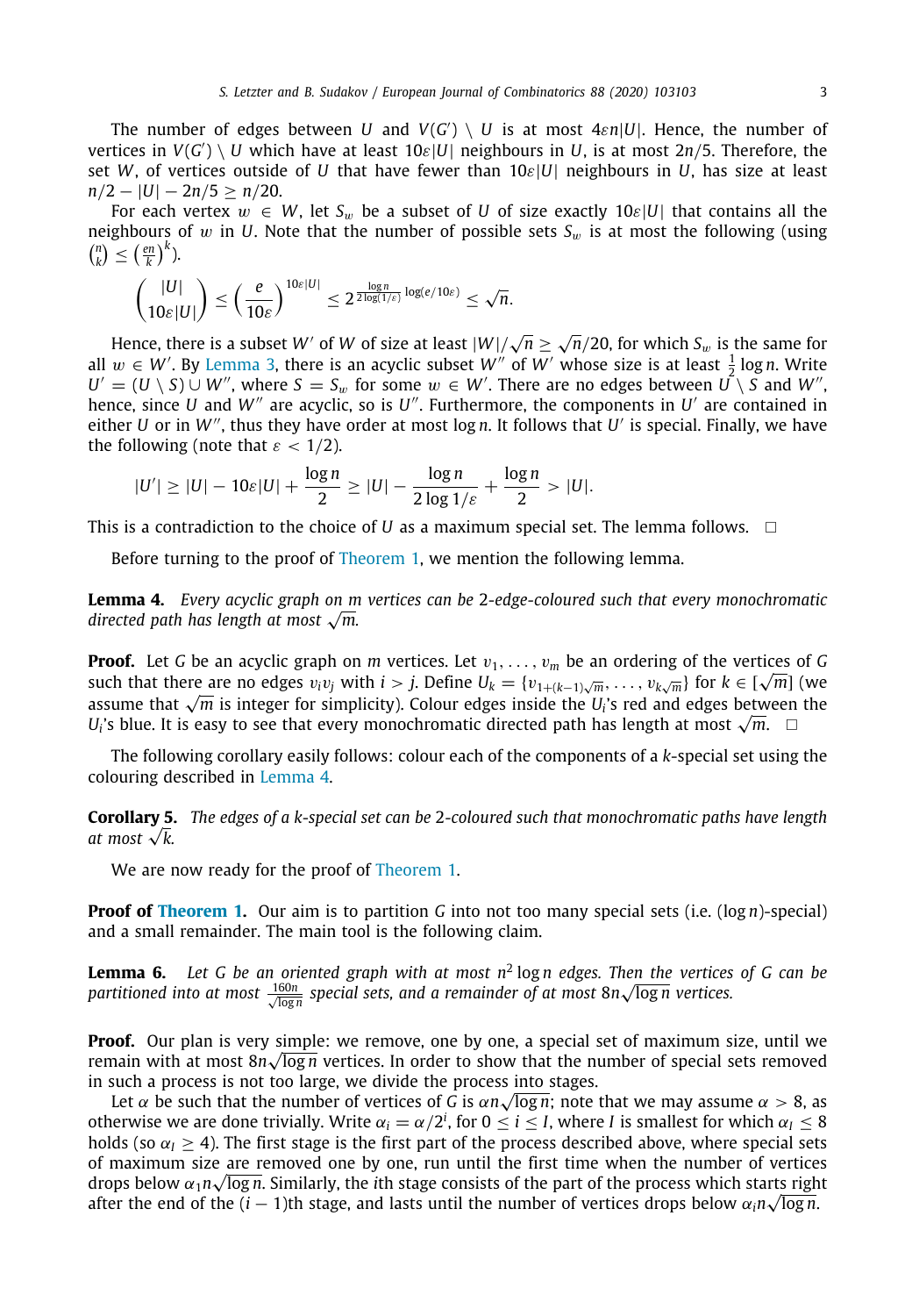The number of edges between $U$ and $V(G') \setminus U$ is at most $4\varepsilon n|U|$. Hence, the number of vertices in $V(G') \setminus U$ which have at least $10\varepsilon|U|$ neighbours in $U$, is at most $2n/5$. Therefore, the set $W$, of vertices outside of $U$ that have fewer than $10\varepsilon|U|$ neighbours in $U$, has size at least $n/2 - |U| - 2n/5 \geq n/20$.

For each vertex $w \in W$, let $S_w$ be a subset of $U$ of size exactly $10\varepsilon|U|$ that contains all the neighbours of $w$ in $U$. Note that the number of possible sets $S_w$ is at most the following (using $\binom{n}{k} \leq \left(\frac{en}{k}\right)^k$).

$$\binom{|U|}{10\varepsilon|U|} \leq \left(\frac{e}{10\varepsilon}\right)^{10\varepsilon|U|} \leq 2^{\frac{\log n}{2\log(1/\varepsilon)}\log(e/10\varepsilon)} \leq \sqrt{n}.$$

Hence, there is a subset $W'$ of $W$ of size at least $|W|/\sqrt{n} \geq \sqrt{n}/20$, for which $S_w$ is the same for all $w \in W'$. By Lemma 3, there is an acyclic subset $W''$ of $W'$ whose size is at least $\frac{1}{2}\log n$. Write $U' = (U \setminus S) \cup W''$, where $S = S_w$ for some $w \in W'$. There are no edges between $U \setminus S$ and $W''$, hence, since $U$ and $W''$ are acyclic, so is $U''$. Furthermore, the components in $U'$ are contained in either $U$ or in $W''$, thus they have order at most $\log n$. It follows that $U'$ is special. Finally, we have the following (note that $\varepsilon < 1/2$).

$$|U'| \geq |U| - 10\varepsilon|U| + \frac{\log n}{2} \geq |U| - \frac{\log n}{2\log 1/\varepsilon} + \frac{\log n}{2} > |U|.$$

This is a contradiction to the choice of $U$ as a maximum special set. The lemma follows. □

Before turning to the proof of Theorem 1, we mention the following lemma.

**Lemma 4.** *Every acyclic graph on $m$ vertices can be 2-edge-coloured such that every monochromatic directed path has length at most $\sqrt{m}$.*

**Proof.** Let $G$ be an acyclic graph on $m$ vertices. Let $v_1, \ldots, v_m$ be an ordering of the vertices of $G$ such that there are no edges $v_iv_j$ with $i > j$. Define $U_k = \{v_{1+(k-1)\sqrt{m}}, \ldots, v_{k\sqrt{m}}\}$ for $k \in [\sqrt{m}]$ (we assume that $\sqrt{m}$ is integer for simplicity). Colour edges inside the $U_i$'s red and edges between the $U_i$'s blue. It is easy to see that every monochromatic directed path has length at most $\sqrt{m}$. □

The following corollary easily follows: colour each of the components of a $k$-special set using the colouring described in Lemma 4.

**Corollary 5.** *The edges of a $k$-special set can be 2-coloured such that monochromatic paths have length at most $\sqrt{k}$.*

We are now ready for the proof of Theorem 1.

**Proof of Theorem 1.** Our aim is to partition $G$ into not too many special sets (i.e. $(\log n)$-special) and a small remainder. The main tool is the following claim.

**Lemma 6.** *Let $G$ be an oriented graph with at most $n^2 \log n$ edges. Then the vertices of $G$ can be partitioned into at most $\frac{160n}{\sqrt{\log n}}$ special sets, and a remainder of at most $8n\sqrt{\log n}$ vertices.*

**Proof.** Our plan is very simple: we remove, one by one, a special set of maximum size, until we remain with at most $8n\sqrt{\log n}$ vertices. In order to show that the number of special sets removed in such a process is not too large, we divide the process into stages.

Let $\alpha$ be such that the number of vertices of $G$ is $\alpha n\sqrt{\log n}$; note that we may assume $\alpha > 8$, as otherwise we are done trivially. Write $\alpha_i = \alpha/2^i$, for $0 \leq i \leq I$, where $I$ is smallest for which $\alpha_I \leq 8$ holds (so $\alpha_I \geq 4$). The first stage is the first part of the process described above, where special sets of maximum size are removed one by one, run until the first time when the number of vertices drops below $\alpha_1 n\sqrt{\log n}$. Similarly, the $i$th stage consists of the part of the process which starts right after the end of the $(i-1)$th stage, and lasts until the number of vertices drops below $\alpha_i n\sqrt{\log n}$.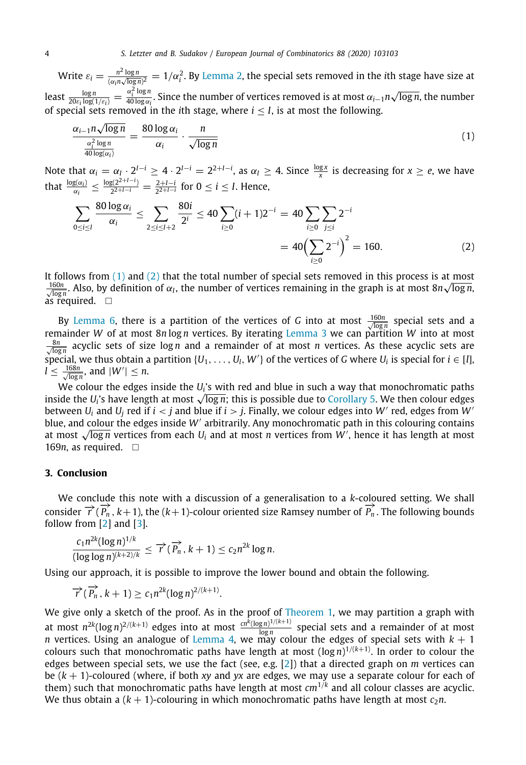Write $\varepsilon_i = \frac{n^2 \log n}{(\alpha_i n \sqrt{\log n})^2} = 1/\alpha_i^2$. By Lemma 2, the special sets removed in the $i$th stage have size at least $\frac{\log n}{20\varepsilon_i \log(1/\varepsilon_i)} = \frac{\alpha_i^2 \log n}{40 \log \alpha_i}$. Since the number of vertices removed is at most $\alpha_{i-1} n \sqrt{\log n}$, the number of special sets removed in the $i$th stage, where $i \le I$, is at most the following.

$$\frac{\alpha_{i-1} n \sqrt{\log n}}{\frac{\alpha_i^2 \log n}{40 \log(\alpha_i)}} = \frac{80 \log \alpha_i}{\alpha_i} \cdot \frac{n}{\sqrt{\log n}} \tag{1}$$

Note that $\alpha_i = \alpha_I \cdot 2^{I-i} \ge 4 \cdot 2^{I-i} = 2^{2+I-i}$, as $\alpha_I \ge 4$. Since $\frac{\log x}{x}$ is decreasing for $x \ge e$, we have that $\frac{\log(\alpha_i)}{\alpha_i} \le \frac{\log(2^{2+I-i})}{2^{2+I-i}} = \frac{2+I-i}{2^{2+I-i}}$ for $0 \le i \le I$. Hence,

$$\begin{aligned}\sum_{0 \le i \le I} \frac{80 \log \alpha_i}{\alpha_i} \le \sum_{2 \le i \le I+2} \frac{80 i}{2^i} \le 40 \sum_{i \ge 0} (i+1) 2^{-i} &= 40 \sum_{i \ge 0} \sum_{j \le i} 2^{-i} \\ &= 40 \Big( \sum_{i \ge 0} 2^{-i} \Big)^2 = 160.\end{aligned} \tag{2}$$

It follows from (1) and (2) that the total number of special sets removed in this process is at most $\frac{160n}{\sqrt{\log n}}$. Also, by definition of $\alpha_I$, the number of vertices remaining in the graph is at most $8n\sqrt{\log n}$, as required. □

By Lemma 6, there is a partition of the vertices of $G$ into at most $\frac{160n}{\sqrt{\log n}}$ special sets and a remainder $W$ of at most $8n \log n$ vertices. By iterating Lemma 3 we can partition $W$ into at most $\frac{8n}{\sqrt{\log n}}$ acyclic sets of size $\log n$ and a remainder of at most $n$ vertices. As these acyclic sets are special, we thus obtain a partition $\{U_1, \ldots, U_l, W'\}$ of the vertices of $G$ where $U_i$ is special for $i \in [l]$, $l \le \frac{168n}{\sqrt{\log n}}$, and $|W'| \le n$.

We colour the edges inside the $U_i$'s with red and blue in such a way that monochromatic paths inside the $U_i$'s have length at most $\sqrt{\log n}$; this is possible due to Corollary 5. We then colour edges between $U_i$ and $U_j$ red if $i < j$ and blue if $i > j$. Finally, we colour edges into $W'$ red, edges from $W'$ blue, and colour the edges inside $W'$ arbitrarily. Any monochromatic path in this colouring contains at most $\sqrt{\log n}$ vertices from each $U_i$ and at most $n$ vertices from $W'$, hence it has length at most $169n$, as required. □

## 3. Conclusion

We conclude this note with a discussion of a generalisation to a $k$-coloured setting. We shall consider $\overrightarrow{r}(\overrightarrow{P_n}, k+1)$, the $(k+1)$-colour oriented size Ramsey number of $\overrightarrow{P_n}$. The following bounds follow from [2] and [3].

$$\frac{c_1 n^{2k} (\log n)^{1/k}}{(\log \log n)^{(k+2)/k}} \le \overrightarrow{r}(\overrightarrow{P_n}, k+1) \le c_2 n^{2k} \log n.$$

Using our approach, it is possible to improve the lower bound and obtain the following.

$$\overrightarrow{r}(\overrightarrow{P_n}, k+1) \ge c_1 n^{2k} (\log n)^{2/(k+1)}.$$

We give only a sketch of the proof. As in the proof of Theorem 1, we may partition a graph with at most $n^{2k} (\log n)^{2/(k+1)}$ edges into at most $\frac{cn^k (\log n)^{1/(k+1)}}{\log n}$ special sets and a remainder of at most $n$ vertices. Using an analogue of Lemma 4, we may colour the edges of special sets with $k+1$ colours such that monochromatic paths have length at most $(\log n)^{1/(k+1)}$. In order to colour the edges between special sets, we use the fact (see, e.g. [2]) that a directed graph on $m$ vertices can be $(k+1)$-coloured (where, if both $xy$ and $yx$ are edges, we may use a separate colour for each of them) such that monochromatic paths have length at most $cm^{1/k}$ and all colour classes are acyclic. We thus obtain a $(k+1)$-colouring in which monochromatic paths have length at most $c_2 n$.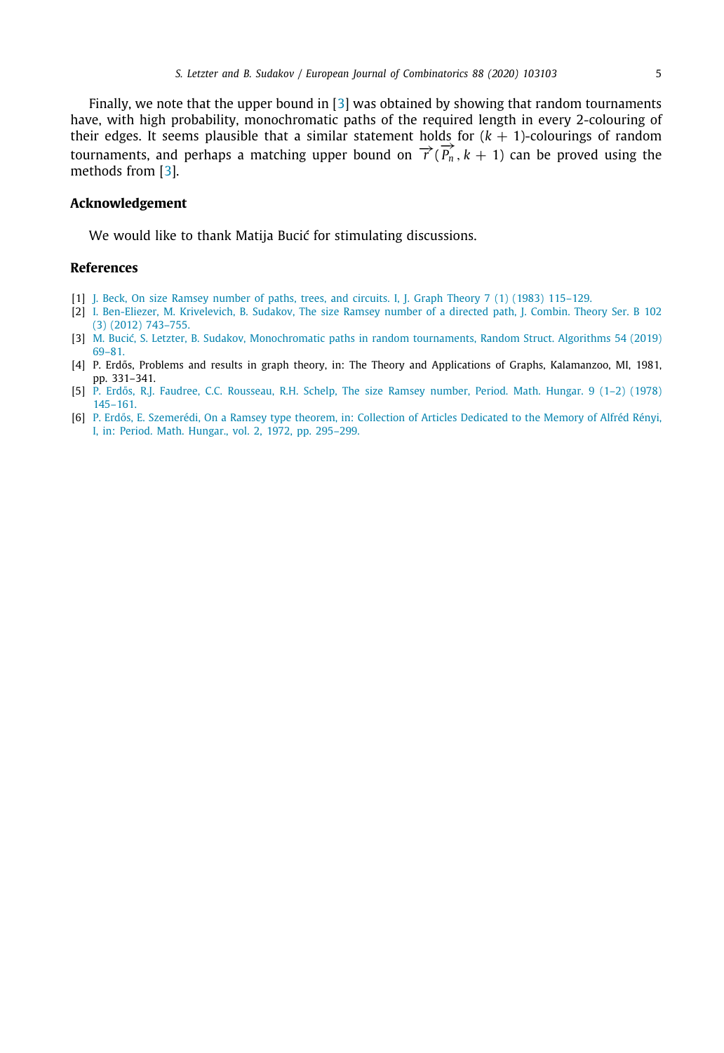Finally, we note that the upper bound in [3] was obtained by showing that random tournaments have, with high probability, monochromatic paths of the required length in every 2-colouring of their edges. It seems plausible that a similar statement holds for $(k+1)$-colourings of random tournaments, and perhaps a matching upper bound on $\vec{r}(\vec{P}_n, k+1)$ can be proved using the methods from [3].

## Acknowledgement

We would like to thank Matija Bucić for stimulating discussions.

## References

[1] J. Beck, On size Ramsey number of paths, trees, and circuits. I, J. Graph Theory 7 (1) (1983) 115–129.

[2] I. Ben-Eliezer, M. Krivelevich, B. Sudakov, The size Ramsey number of a directed path, J. Combin. Theory Ser. B 102 (3) (2012) 743–755.

[3] M. Bucić, S. Letzter, B. Sudakov, Monochromatic paths in random tournaments, Random Struct. Algorithms 54 (2019) 69–81.

[4] P. Erdős, Problems and results in graph theory, in: The Theory and Applications of Graphs, Kalamanzoo, MI, 1981, pp. 331–341.

[5] P. Erdős, R.J. Faudree, C.C. Rousseau, R.H. Schelp, The size Ramsey number, Period. Math. Hungar. 9 (1–2) (1978) 145–161.

[6] P. Erdős, E. Szemerédi, On a Ramsey type theorem, in: Collection of Articles Dedicated to the Memory of Alfréd Rényi, I, in: Period. Math. Hungar., vol. 2, 1972, pp. 295–299.